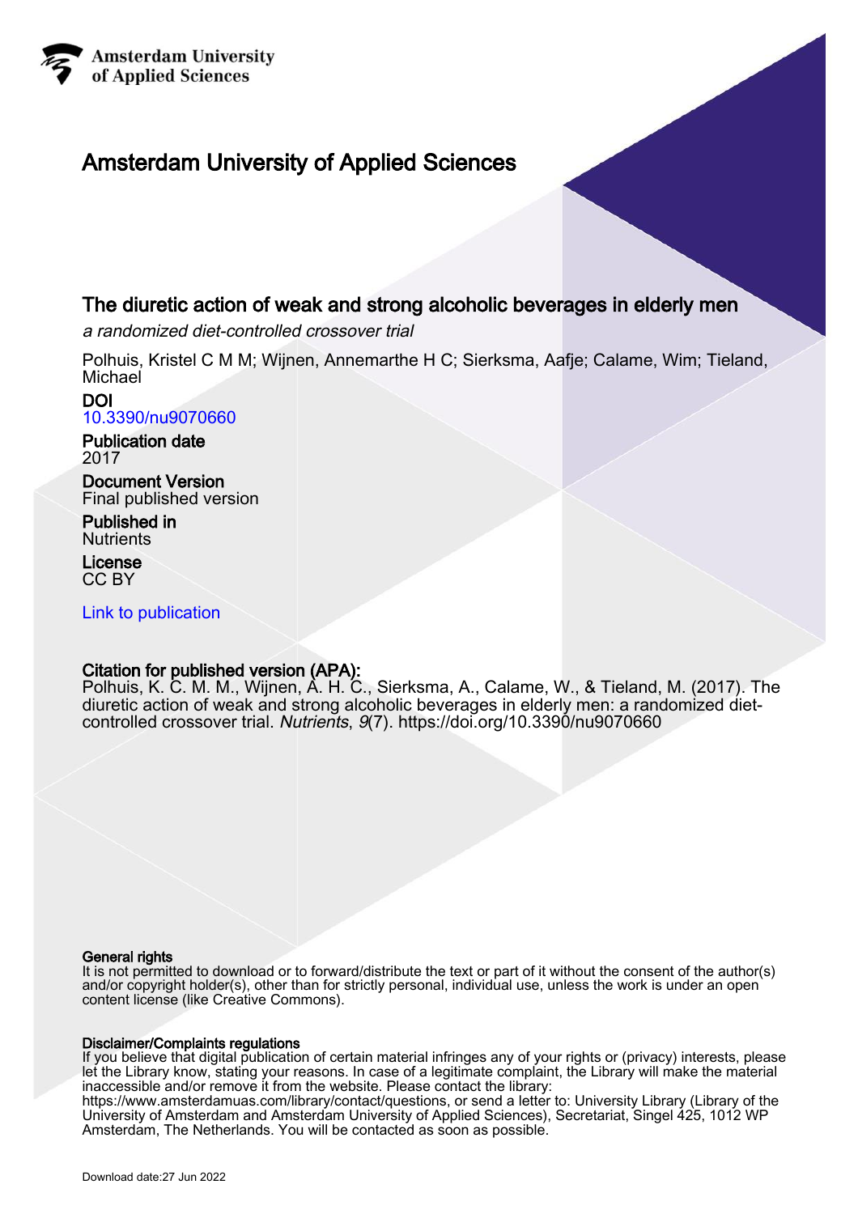Amsterdam University of Applied Sciences

# Amsterdam University of Applied Sciences

## The diuretic action of weak and strong alcoholic beverages in elderly men

*a randomized diet-controlled crossover trial*

Polhuis, Kristel C M M; Wijnen, Annemarthe H C; Sierksma, Aafje; Calame, Wim; Tieland, Michael

**DOI**
10.3390/nu9070660

**Publication date**
2017

**Document Version**
Final published version

**Published in**
Nutrients

**License**
CC BY

Link to publication

**Citation for published version (APA):**
Polhuis, K. C. M. M., Wijnen, A. H. C., Sierksma, A., Calame, W., & Tieland, M. (2017). The diuretic action of weak and strong alcoholic beverages in elderly men: a randomized diet-controlled crossover trial. *Nutrients*, *9*(7). https://doi.org/10.3390/nu9070660

**General rights**
It is not permitted to download or to forward/distribute the text or part of it without the consent of the author(s) and/or copyright holder(s), other than for strictly personal, individual use, unless the work is under an open content license (like Creative Commons).

**Disclaimer/Complaints regulations**
If you believe that digital publication of certain material infringes any of your rights or (privacy) interests, please let the Library know, stating your reasons. In case of a legitimate complaint, the Library will make the material inaccessible and/or remove it from the website. Please contact the library:
https://www.amsterdamuas.com/library/contact/questions, or send a letter to: University Library (Library of the University of Amsterdam and Amsterdam University of Applied Sciences), Secretariat, Singel 425, 1012 WP Amsterdam, The Netherlands. You will be contacted as soon as possible.

Download date:27 Jun 2022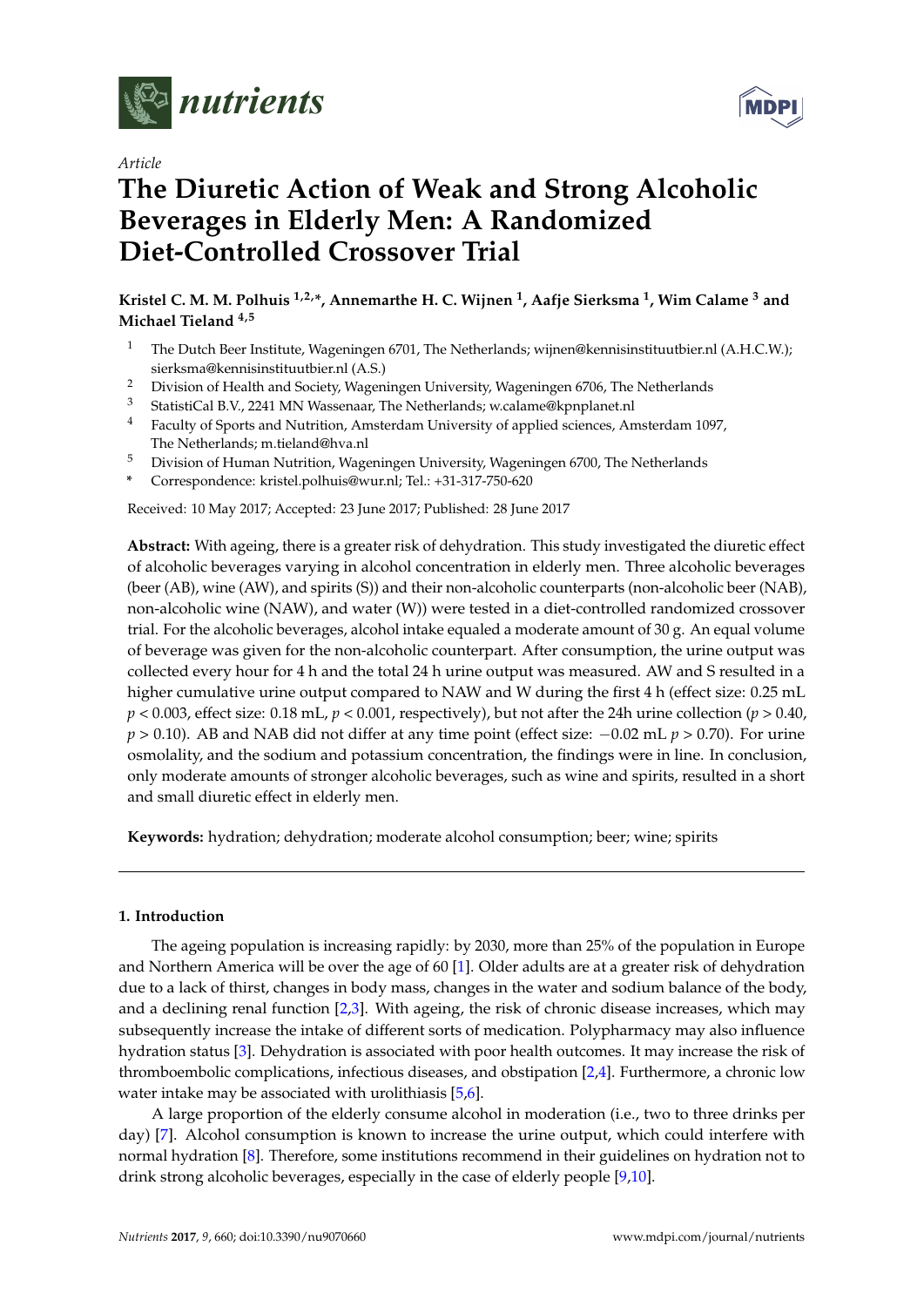# The Diuretic Action of Weak and Strong Alcoholic Beverages in Elderly Men: A Randomized Diet-Controlled Crossover Trial

**Kristel C. M. M. Polhuis [1,2,*], Annemarthe H. C. Wijnen [1], Aafje Sierksma [1], Wim Calame [3] and Michael Tieland [4,5]**

1. The Dutch Beer Institute, Wageningen 6701, The Netherlands; wijnen@kennisinstituutbier.nl (A.H.C.W.); sierksma@kennisinstituutbier.nl (A.S.)
2. Division of Health and Society, Wageningen University, Wageningen 6706, The Netherlands
3. StatistiCal B.V., 2241 MN Wassenaar, The Netherlands; w.calame@kpnplanet.nl
4. Faculty of Sports and Nutrition, Amsterdam University of applied sciences, Amsterdam 1097, The Netherlands; m.tieland@hva.nl
5. Division of Human Nutrition, Wageningen University, Wageningen 6700, The Netherlands

\* Correspondence: kristel.polhuis@wur.nl; Tel.: +31-317-750-620

Received: 10 May 2017; Accepted: 23 June 2017; Published: 28 June 2017

**Abstract:** With ageing, there is a greater risk of dehydration. This study investigated the diuretic effect of alcoholic beverages varying in alcohol concentration in elderly men. Three alcoholic beverages (beer (AB), wine (AW), and spirits (S)) and their non-alcoholic counterparts (non-alcoholic beer (NAB), non-alcoholic wine (NAW), and water (W)) were tested in a diet-controlled randomized crossover trial. For the alcoholic beverages, alcohol intake equaled a moderate amount of 30 g. An equal volume of beverage was given for the non-alcoholic counterpart. After consumption, the urine output was collected every hour for 4 h and the total 24 h urine output was measured. AW and S resulted in a higher cumulative urine output compared to NAW and W during the first 4 h (effect size: 0.25 mL $p < 0.003$, effect size: 0.18 mL, $p < 0.001$, respectively), but not after the 24h urine collection ($p > 0.40$, $p > 0.10$). AB and NAB did not differ at any time point (effect size: −0.02 mL $p > 0.70$). For urine osmolality, and the sodium and potassium concentration, the findings were in line. In conclusion, only moderate amounts of stronger alcoholic beverages, such as wine and spirits, resulted in a short and small diuretic effect in elderly men.

**Keywords:** hydration; dehydration; moderate alcohol consumption; beer; wine; spirits

## 1. Introduction

The ageing population is increasing rapidly: by 2030, more than 25% of the population in Europe and Northern America will be over the age of 60 [1]. Older adults are at a greater risk of dehydration due to a lack of thirst, changes in body mass, changes in the water and sodium balance of the body, and a declining renal function [2,3]. With ageing, the risk of chronic disease increases, which may subsequently increase the intake of different sorts of medication. Polypharmacy may also influence hydration status [3]. Dehydration is associated with poor health outcomes. It may increase the risk of thromboembolic complications, infectious diseases, and obstipation [2,4]. Furthermore, a chronic low water intake may be associated with urolithiasis [5,6].

A large proportion of the elderly consume alcohol in moderation (i.e., two to three drinks per day) [7]. Alcohol consumption is known to increase the urine output, which could interfere with normal hydration [8]. Therefore, some institutions recommend in their guidelines on hydration not to drink strong alcoholic beverages, especially in the case of elderly people [9,10].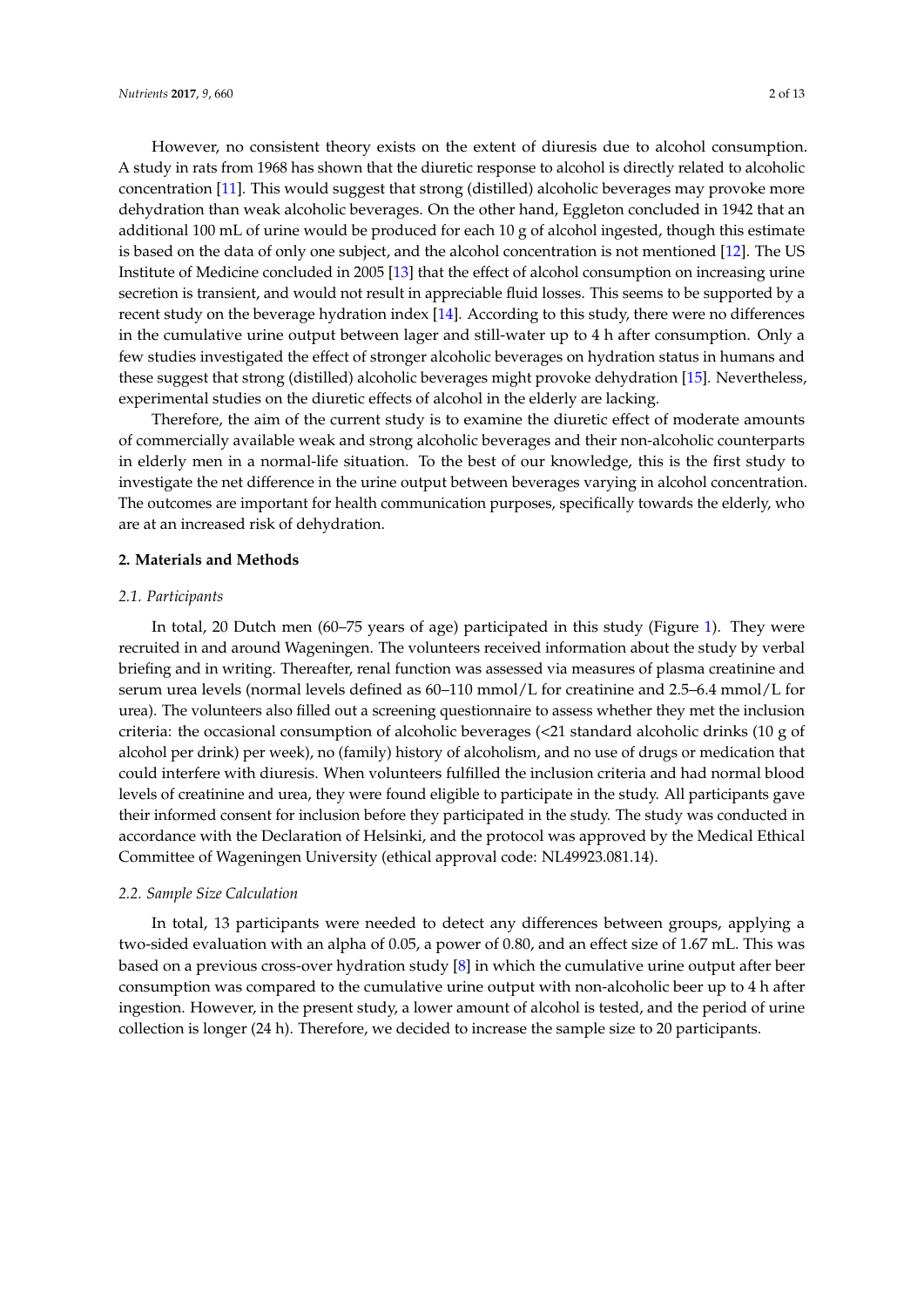However, no consistent theory exists on the extent of diuresis due to alcohol consumption. A study in rats from 1968 has shown that the diuretic response to alcohol is directly related to alcoholic concentration [11]. This would suggest that strong (distilled) alcoholic beverages may provoke more dehydration than weak alcoholic beverages. On the other hand, Eggleton concluded in 1942 that an additional 100 mL of urine would be produced for each 10 g of alcohol ingested, though this estimate is based on the data of only one subject, and the alcohol concentration is not mentioned [12]. The US Institute of Medicine concluded in 2005 [13] that the effect of alcohol consumption on increasing urine secretion is transient, and would not result in appreciable fluid losses. This seems to be supported by a recent study on the beverage hydration index [14]. According to this study, there were no differences in the cumulative urine output between lager and still-water up to 4 h after consumption. Only a few studies investigated the effect of stronger alcoholic beverages on hydration status in humans and these suggest that strong (distilled) alcoholic beverages might provoke dehydration [15]. Nevertheless, experimental studies on the diuretic effects of alcohol in the elderly are lacking.

Therefore, the aim of the current study is to examine the diuretic effect of moderate amounts of commercially available weak and strong alcoholic beverages and their non-alcoholic counterparts in elderly men in a normal-life situation. To the best of our knowledge, this is the first study to investigate the net difference in the urine output between beverages varying in alcohol concentration. The outcomes are important for health communication purposes, specifically towards the elderly, who are at an increased risk of dehydration.

## 2. Materials and Methods

### 2.1. Participants

In total, 20 Dutch men (60–75 years of age) participated in this study (Figure 1). They were recruited in and around Wageningen. The volunteers received information about the study by verbal briefing and in writing. Thereafter, renal function was assessed via measures of plasma creatinine and serum urea levels (normal levels defined as 60–110 mmol/L for creatinine and 2.5–6.4 mmol/L for urea). The volunteers also filled out a screening questionnaire to assess whether they met the inclusion criteria: the occasional consumption of alcoholic beverages (<21 standard alcoholic drinks (10 g of alcohol per drink) per week), no (family) history of alcoholism, and no use of drugs or medication that could interfere with diuresis. When volunteers fulfilled the inclusion criteria and had normal blood levels of creatinine and urea, they were found eligible to participate in the study. All participants gave their informed consent for inclusion before they participated in the study. The study was conducted in accordance with the Declaration of Helsinki, and the protocol was approved by the Medical Ethical Committee of Wageningen University (ethical approval code: NL49923.081.14).

### 2.2. Sample Size Calculation

In total, 13 participants were needed to detect any differences between groups, applying a two-sided evaluation with an alpha of 0.05, a power of 0.80, and an effect size of 1.67 mL. This was based on a previous cross-over hydration study [8] in which the cumulative urine output after beer consumption was compared to the cumulative urine output with non-alcoholic beer up to 4 h after ingestion. However, in the present study, a lower amount of alcohol is tested, and the period of urine collection is longer (24 h). Therefore, we decided to increase the sample size to 20 participants.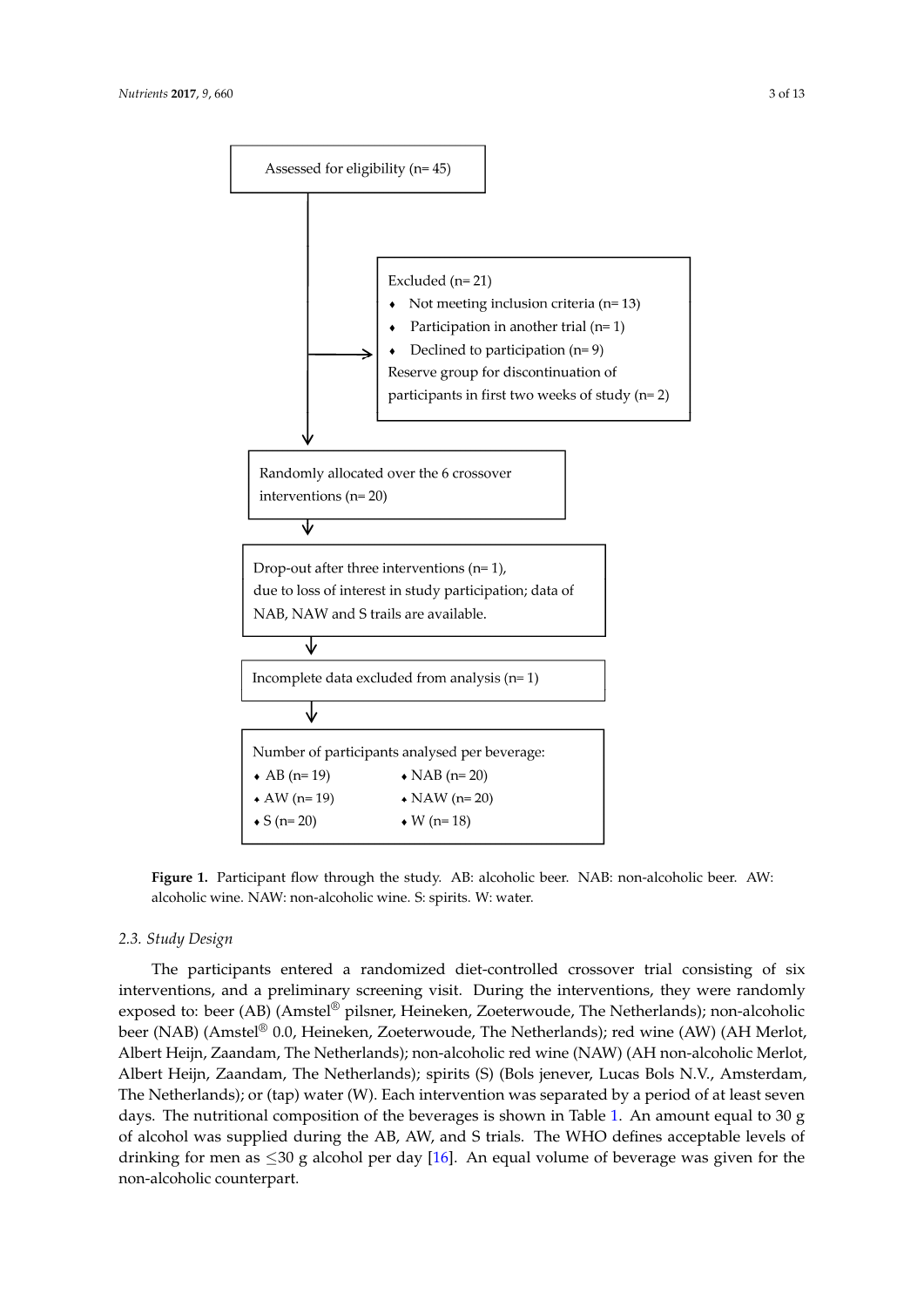Assessed for eligibility (n= 45)

Excluded (n= 21)
- Not meeting inclusion criteria (n= 13)
- Participation in another trial (n= 1)
- Declined to participation (n= 9)

Reserve group for discontinuation of participants in first two weeks of study (n= 2)

Randomly allocated over the 6 crossover interventions (n= 20)

Drop-out after three interventions (n= 1), due to loss of interest in study participation; data of NAB, NAW and S trails are available.

Incomplete data excluded from analysis (n= 1)

Number of participants analysed per beverage:
- AB (n= 19)
- NAB (n= 20)
- AW (n= 19)
- NAW (n= 20)
- S (n= 20)
- W (n= 18)

**Figure 1.** Participant flow through the study. AB: alcoholic beer. NAB: non-alcoholic beer. AW: alcoholic wine. NAW: non-alcoholic wine. S: spirits. W: water.

### 2.3. Study Design

The participants entered a randomized diet-controlled crossover trial consisting of six interventions, and a preliminary screening visit. During the interventions, they were randomly exposed to: beer (AB) (Amstel® pilsner, Heineken, Zoeterwoude, The Netherlands); non-alcoholic beer (NAB) (Amstel® 0.0, Heineken, Zoeterwoude, The Netherlands); red wine (AW) (AH Merlot, Albert Heijn, Zaandam, The Netherlands); non-alcoholic red wine (NAW) (AH non-alcoholic Merlot, Albert Heijn, Zaandam, The Netherlands); spirits (S) (Bols jenever, Lucas Bols N.V., Amsterdam, The Netherlands); or (tap) water (W). Each intervention was separated by a period of at least seven days. The nutritional composition of the beverages is shown in Table 1. An amount equal to 30 g of alcohol was supplied during the AB, AW, and S trials. The WHO defines acceptable levels of drinking for men as $\leq$30 g alcohol per day [16]. An equal volume of beverage was given for the non-alcoholic counterpart.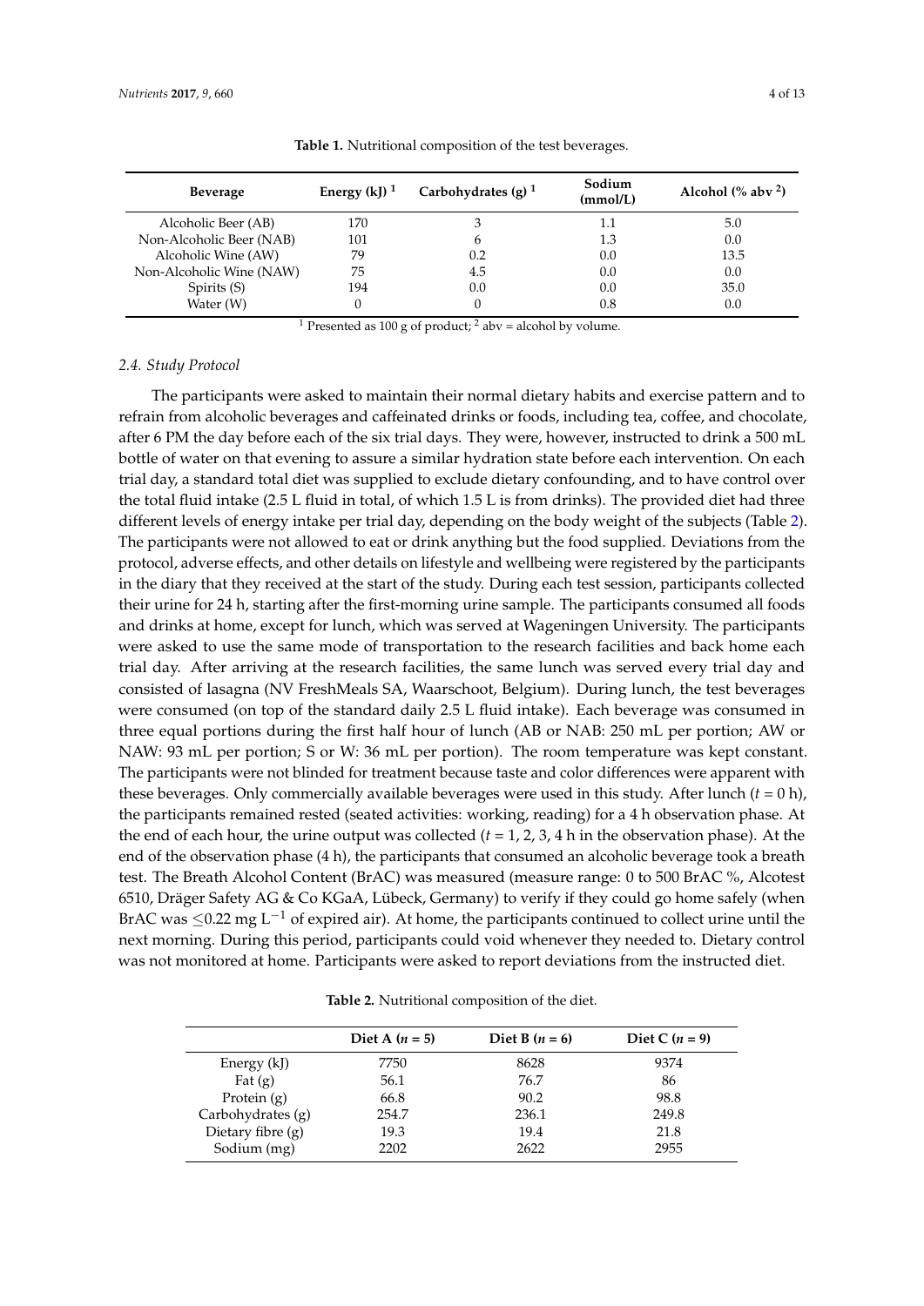**Table 1.** Nutritional composition of the test beverages.

| Beverage | Energy (kJ) [1] | Carbohydrates (g) [1] | Sodium (mmol/L) | Alcohol (% abv [2]) |
|---|---|---|---|---|
| Alcoholic Beer (AB) | 170 | 3 | 1.1 | 5.0 |
| Non-Alcoholic Beer (NAB) | 101 | 6 | 1.3 | 0.0 |
| Alcoholic Wine (AW) | 79 | 0.2 | 0.0 | 13.5 |
| Non-Alcoholic Wine (NAW) | 75 | 4.5 | 0.0 | 0.0 |
| Spirits (S) | 194 | 0.0 | 0.0 | 35.0 |
| Water (W) | 0 | 0 | 0.8 | 0.0 |

[1] Presented as 100 g of product; [2] abv = alcohol by volume.

### 2.4. Study Protocol

The participants were asked to maintain their normal dietary habits and exercise pattern and to refrain from alcoholic beverages and caffeinated drinks or foods, including tea, coffee, and chocolate, after 6 PM the day before each of the six trial days. They were, however, instructed to drink a 500 mL bottle of water on that evening to assure a similar hydration state before each intervention. On each trial day, a standard total diet was supplied to exclude dietary confounding, and to have control over the total fluid intake (2.5 L fluid in total, of which 1.5 L is from drinks). The provided diet had three different levels of energy intake per trial day, depending on the body weight of the subjects (Table 2). The participants were not allowed to eat or drink anything but the food supplied. Deviations from the protocol, adverse effects, and other details on lifestyle and wellbeing were registered by the participants in the diary that they received at the start of the study. During each test session, participants collected their urine for 24 h, starting after the first-morning urine sample. The participants consumed all foods and drinks at home, except for lunch, which was served at Wageningen University. The participants were asked to use the same mode of transportation to the research facilities and back home each trial day. After arriving at the research facilities, the same lunch was served every trial day and consisted of lasagna (NV FreshMeals SA, Waarschoot, Belgium). During lunch, the test beverages were consumed (on top of the standard daily 2.5 L fluid intake). Each beverage was consumed in three equal portions during the first half hour of lunch (AB or NAB: 250 mL per portion; AW or NAW: 93 mL per portion; S or W: 36 mL per portion). The room temperature was kept constant. The participants were not blinded for treatment because taste and color differences were apparent with these beverages. Only commercially available beverages were used in this study. After lunch ($t$ = 0 h), the participants remained rested (seated activities: working, reading) for a 4 h observation phase. At the end of each hour, the urine output was collected ($t$ = 1, 2, 3, 4 h in the observation phase). At the end of the observation phase (4 h), the participants that consumed an alcoholic beverage took a breath test. The Breath Alcohol Content (BrAC) was measured (measure range: 0 to 500 BrAC %, Alcotest 6510, Dräger Safety AG & Co KGaA, Lübeck, Germany) to verify if they could go home safely (when BrAC was $\leq$0.22 mg $L^{-1}$ of expired air). At home, the participants continued to collect urine until the next morning. During this period, participants could void whenever they needed to. Dietary control was not monitored at home. Participants were asked to report deviations from the instructed diet.

**Table 2.** Nutritional composition of the diet.

| | Diet A ($n$ = 5) | Diet B ($n$ = 6) | Diet C ($n$ = 9) |
|---|---|---|---|
| Energy (kJ) | 7750 | 8628 | 9374 |
| Fat (g) | 56.1 | 76.7 | 86 |
| Protein (g) | 66.8 | 90.2 | 98.8 |
| Carbohydrates (g) | 254.7 | 236.1 | 249.8 |
| Dietary fibre (g) | 19.3 | 19.4 | 21.8 |
| Sodium (mg) | 2202 | 2622 | 2955 |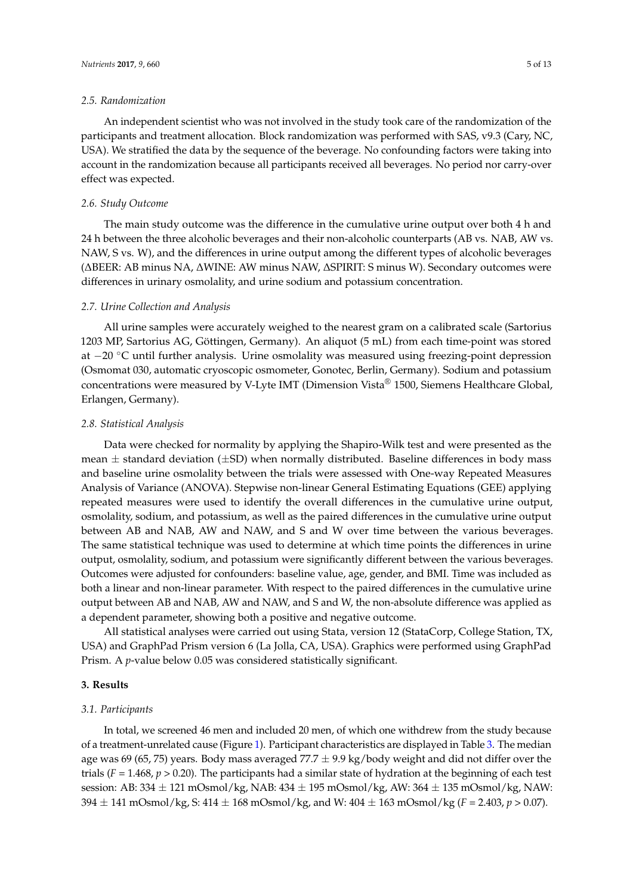### 2.5. Randomization

An independent scientist who was not involved in the study took care of the randomization of the participants and treatment allocation. Block randomization was performed with SAS, v9.3 (Cary, NC, USA). We stratified the data by the sequence of the beverage. No confounding factors were taking into account in the randomization because all participants received all beverages. No period nor carry-over effect was expected.

### 2.6. Study Outcome

The main study outcome was the difference in the cumulative urine output over both 4 h and 24 h between the three alcoholic beverages and their non-alcoholic counterparts (AB vs. NAB, AW vs. NAW, S vs. W), and the differences in urine output among the different types of alcoholic beverages (ΔBEER: AB minus NA, ΔWINE: AW minus NAW, ΔSPIRIT: S minus W). Secondary outcomes were differences in urinary osmolality, and urine sodium and potassium concentration.

### 2.7. Urine Collection and Analysis

All urine samples were accurately weighed to the nearest gram on a calibrated scale (Sartorius 1203 MP, Sartorius AG, Göttingen, Germany). An aliquot (5 mL) from each time-point was stored at −20 °C until further analysis. Urine osmolality was measured using freezing-point depression (Osmomat 030, automatic cryoscopic osmometer, Gonotec, Berlin, Germany). Sodium and potassium concentrations were measured by V-Lyte IMT (Dimension Vista® 1500, Siemens Healthcare Global, Erlangen, Germany).

### 2.8. Statistical Analysis

Data were checked for normality by applying the Shapiro-Wilk test and were presented as the mean ± standard deviation (±SD) when normally distributed. Baseline differences in body mass and baseline urine osmolality between the trials were assessed with One-way Repeated Measures Analysis of Variance (ANOVA). Stepwise non-linear General Estimating Equations (GEE) applying repeated measures were used to identify the overall differences in the cumulative urine output, osmolality, sodium, and potassium, as well as the paired differences in the cumulative urine output between AB and NAB, AW and NAW, and S and W over time between the various beverages. The same statistical technique was used to determine at which time points the differences in urine output, osmolality, sodium, and potassium were significantly different between the various beverages. Outcomes were adjusted for confounders: baseline value, age, gender, and BMI. Time was included as both a linear and non-linear parameter. With respect to the paired differences in the cumulative urine output between AB and NAB, AW and NAW, and S and W, the non-absolute difference was applied as a dependent parameter, showing both a positive and negative outcome.

All statistical analyses were carried out using Stata, version 12 (StataCorp, College Station, TX, USA) and GraphPad Prism version 6 (La Jolla, CA, USA). Graphics were performed using GraphPad Prism. A *p*-value below 0.05 was considered statistically significant.

## 3. Results

### 3.1. Participants

In total, we screened 46 men and included 20 men, of which one withdrew from the study because of a treatment-unrelated cause (Figure 1). Participant characteristics are displayed in Table 3. The median age was 69 (65, 75) years. Body mass averaged 77.7 ± 9.9 kg/body weight and did not differ over the trials ($F = 1.468$, $p > 0.20$). The participants had a similar state of hydration at the beginning of each test session: AB: 334 ± 121 mOsmol/kg, NAB: 434 ± 195 mOsmol/kg, AW: 364 ± 135 mOsmol/kg, NAW: 394 ± 141 mOsmol/kg, S: 414 ± 168 mOsmol/kg, and W: 404 ± 163 mOsmol/kg ($F = 2.403$, $p > 0.07$).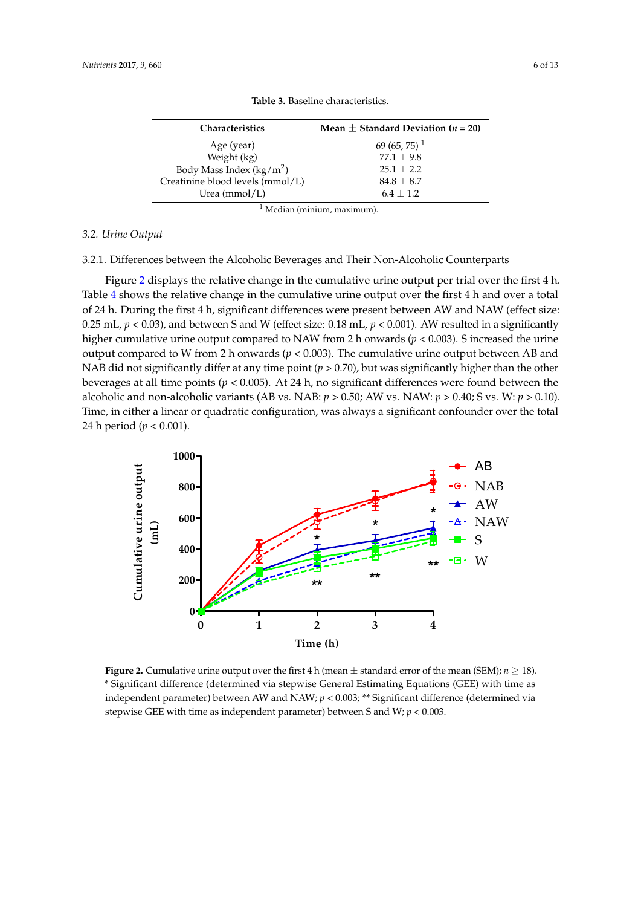**Table 3.** Baseline characteristics.

| Characteristics | Mean ± Standard Deviation ($n$ = 20) |
|---|---|
| Age (year) | 69 (65, 75) [1] |
| Weight (kg) | 77.1 ± 9.8 |
| Body Mass Index (kg/m$^2$) | 25.1 ± 2.2 |
| Creatinine blood levels (mmol/L) | 84.8 ± 8.7 |
| Urea (mmol/L) | 6.4 ± 1.2 |

[1] Median (minium, maximum).

### 3.2. Urine Output

#### 3.2.1. Differences between the Alcoholic Beverages and Their Non-Alcoholic Counterparts

Figure 2 displays the relative change in the cumulative urine output per trial over the first 4 h. Table 4 shows the relative change in the cumulative urine output over the first 4 h and over a total of 24 h. During the first 4 h, significant differences were present between AW and NAW (effect size: 0.25 mL, $p < 0.03$), and between S and W (effect size: 0.18 mL, $p < 0.001$). AW resulted in a significantly higher cumulative urine output compared to NAW from 2 h onwards ($p < 0.003$). S increased the urine output compared to W from 2 h onwards ($p < 0.003$). The cumulative urine output between AB and NAB did not significantly differ at any time point ($p > 0.70$), but was significantly higher than the other beverages at all time points ($p < 0.005$). At 24 h, no significant differences were found between the alcoholic and non-alcoholic variants (AB vs. NAB: $p > 0.50$; AW vs. NAW: $p > 0.40$; S vs. W: $p > 0.10$). Time, in either a linear or quadratic configuration, was always a significant confounder over the total 24 h period ($p < 0.001$).

**Figure 2.** Cumulative urine output over the first 4 h (mean ± standard error of the mean (SEM); $n \geq 18$). * Significant difference (determined via stepwise General Estimating Equations (GEE) with time as independent parameter) between AW and NAW; $p < 0.003$; ** Significant difference (determined via stepwise GEE with time as independent parameter) between S and W; $p < 0.003$.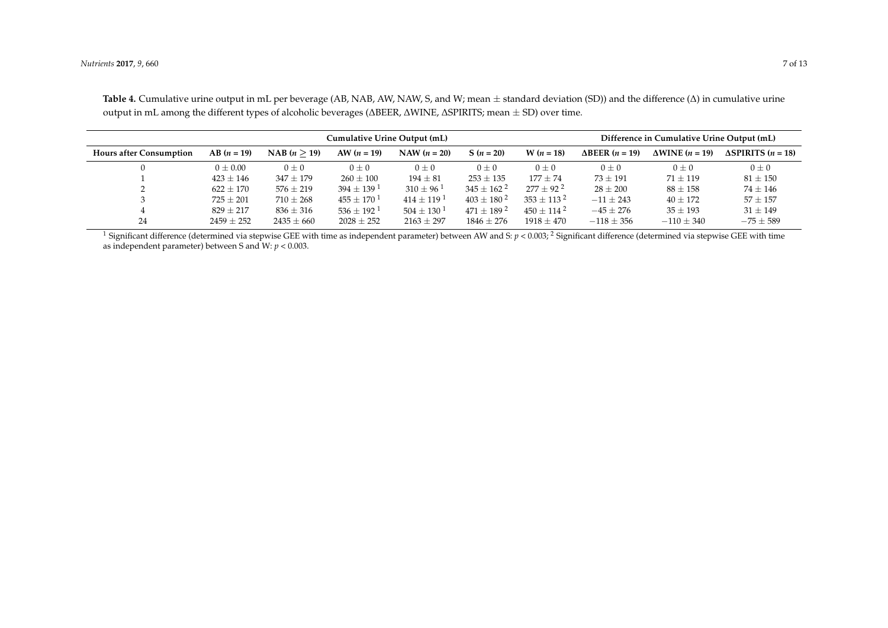**Table 4.** Cumulative urine output in mL per beverage (AB, NAB, AW, NAW, S, and W; mean ± standard deviation (SD)) and the difference (Δ) in cumulative urine output in mL among the different types of alcoholic beverages (ΔBEER, ΔWINE, ΔSPIRITS; mean ± SD) over time.

| | Cumulative Urine Output (mL) | | | | | | Difference in Cumulative Urine Output (mL) | | |
|---|---|---|---|---|---|---|---|---|---|
| **Hours after Consumption** | **AB ($n$ = 19)** | **NAB ($n \geq 19$)** | **AW ($n$ = 19)** | **NAW ($n$ = 20)** | **S ($n$ = 20)** | **W ($n$ = 18)** | **ΔBEER ($n$ = 19)** | **ΔWINE ($n$ = 19)** | **ΔSPIRITS ($n$ = 18)** |
| 0 | 0 ± 0.00 | 0 ± 0 | 0 ± 0 | 0 ± 0 | 0 ± 0 | 0 ± 0 | 0 ± 0 | 0 ± 0 | 0 ± 0 |
| 1 | 423 ± 146 | 347 ± 179 | 260 ± 100 | 194 ± 81 | 253 ± 135 | 177 ± 74 | 73 ± 191 | 71 ± 119 | 81 ± 150 |
| 2 | 622 ± 170 | 576 ± 219 | 394 ± 139 [1] | 310 ± 96 [1] | 345 ± 162 [2] | 277 ± 92 [2] | 28 ± 200 | 88 ± 158 | 74 ± 146 |
| 3 | 725 ± 201 | 710 ± 268 | 455 ± 170 [1] | 414 ± 119 [1] | 403 ± 180 [2] | 353 ± 113 [2] | −11 ± 243 | 40 ± 172 | 57 ± 157 |
| 4 | 829 ± 217 | 836 ± 316 | 536 ± 192 [1] | 504 ± 130 [1] | 471 ± 189 [2] | 450 ± 114 [2] | −45 ± 276 | 35 ± 193 | 31 ± 149 |
| 24 | 2459 ± 252 | 2435 ± 660 | 2028 ± 252 | 2163 ± 297 | 1846 ± 276 | 1918 ± 470 | −118 ± 356 | −110 ± 340 | −75 ± 589 |

[1] Significant difference (determined via stepwise GEE with time as independent parameter) between AW and S: $p < 0.003$; [2] Significant difference (determined via stepwise GEE with time as independent parameter) between S and W: $p < 0.003$.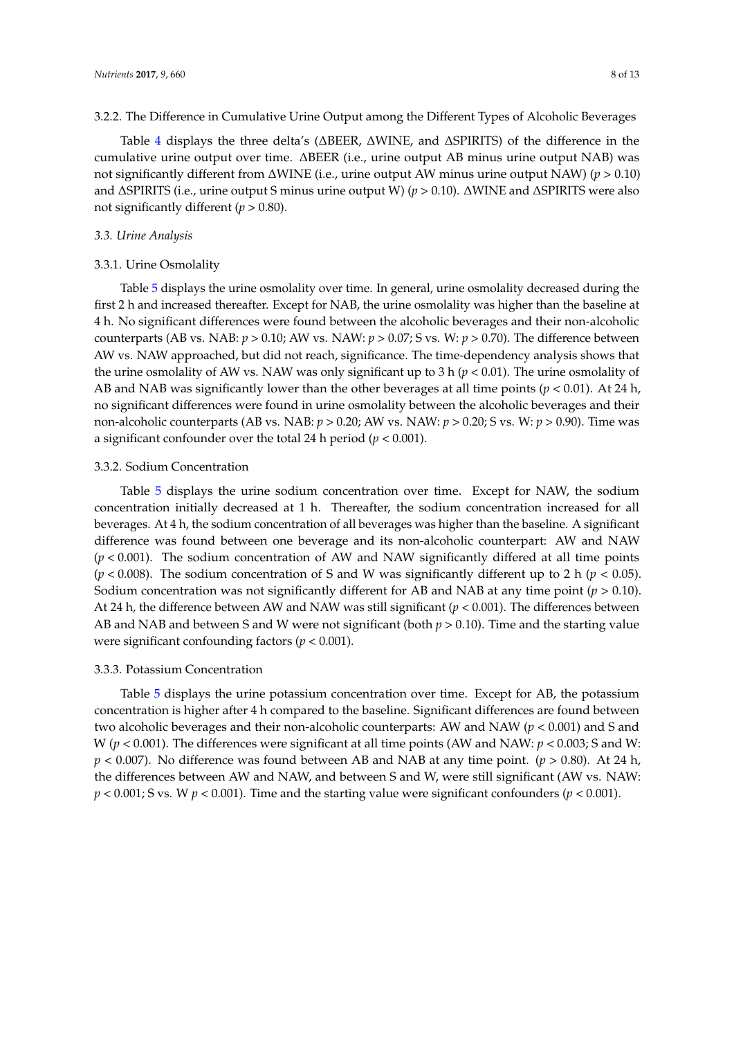#### 3.2.2. The Difference in Cumulative Urine Output among the Different Types of Alcoholic Beverages

Table 4 displays the three delta's (ΔBEER, ΔWINE, and ΔSPIRITS) of the difference in the cumulative urine output over time. ΔBEER (i.e., urine output AB minus urine output NAB) was not significantly different from ΔWINE (i.e., urine output AW minus urine output NAW) ($p > 0.10$) and ΔSPIRITS (i.e., urine output S minus urine output W) ($p > 0.10$). ΔWINE and ΔSPIRITS were also not significantly different ($p > 0.80$).

### *3.3. Urine Analysis*

#### 3.3.1. Urine Osmolality

Table 5 displays the urine osmolality over time. In general, urine osmolality decreased during the first 2 h and increased thereafter. Except for NAB, the urine osmolality was higher than the baseline at 4 h. No significant differences were found between the alcoholic beverages and their non-alcoholic counterparts (AB vs. NAB: $p > 0.10$; AW vs. NAW: $p > 0.07$; S vs. W: $p > 0.70$). The difference between AW vs. NAW approached, but did not reach, significance. The time-dependency analysis shows that the urine osmolality of AW vs. NAW was only significant up to 3 h ($p < 0.01$). The urine osmolality of AB and NAB was significantly lower than the other beverages at all time points ($p < 0.01$). At 24 h, no significant differences were found in urine osmolality between the alcoholic beverages and their non-alcoholic counterparts (AB vs. NAB: $p > 0.20$; AW vs. NAW: $p > 0.20$; S vs. W: $p > 0.90$). Time was a significant confounder over the total 24 h period ($p < 0.001$).

#### 3.3.2. Sodium Concentration

Table 5 displays the urine sodium concentration over time. Except for NAW, the sodium concentration initially decreased at 1 h. Thereafter, the sodium concentration increased for all beverages. At 4 h, the sodium concentration of all beverages was higher than the baseline. A significant difference was found between one beverage and its non-alcoholic counterpart: AW and NAW ($p < 0.001$). The sodium concentration of AW and NAW significantly differed at all time points ($p < 0.008$). The sodium concentration of S and W was significantly different up to 2 h ($p < 0.05$). Sodium concentration was not significantly different for AB and NAB at any time point ($p > 0.10$). At 24 h, the difference between AW and NAW was still significant ($p < 0.001$). The differences between AB and NAB and between S and W were not significant (both $p > 0.10$). Time and the starting value were significant confounding factors ($p < 0.001$).

#### 3.3.3. Potassium Concentration

Table 5 displays the urine potassium concentration over time. Except for AB, the potassium concentration is higher after 4 h compared to the baseline. Significant differences are found between two alcoholic beverages and their non-alcoholic counterparts: AW and NAW ($p < 0.001$) and S and W ($p < 0.001$). The differences were significant at all time points (AW and NAW: $p < 0.003$; S and W: $p < 0.007$). No difference was found between AB and NAB at any time point. ($p > 0.80$). At 24 h, the differences between AW and NAW, and between S and W, were still significant (AW vs. NAW: $p < 0.001$; S vs. W $p < 0.001$). Time and the starting value were significant confounders ($p < 0.001$).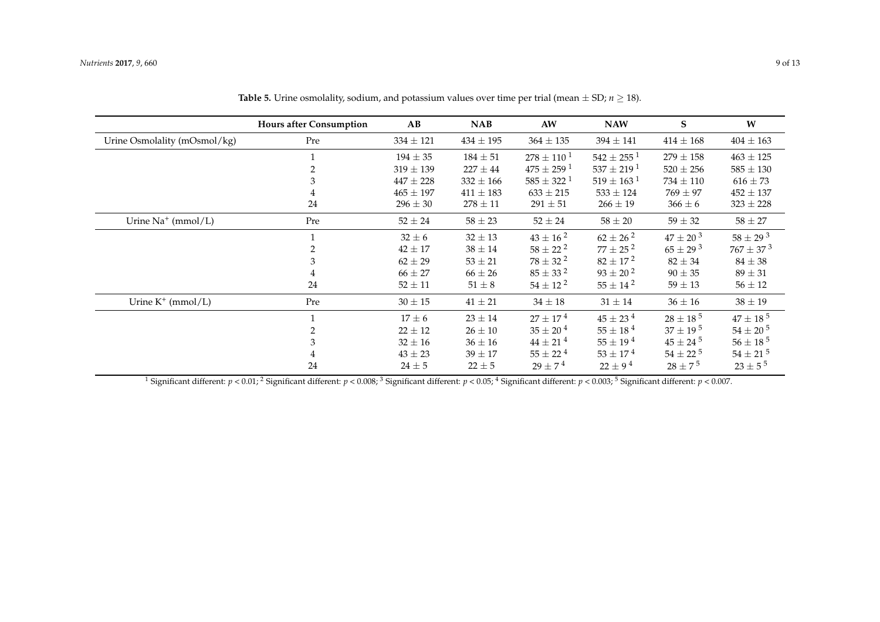**Table 5.** Urine osmolality, sodium, and potassium values over time per trial (mean ± SD; $n \geq 18$).

| | Hours after Consumption | AB | NAB | AW | NAW | S | W |
|---|---|---|---|---|---|---|---|
| Urine Osmolality (mOsmol/kg) | Pre | 334 ± 121 | 434 ± 195 | 364 ± 135 | 394 ± 141 | 414 ± 168 | 404 ± 163 |
| | 1 | 194 ± 35 | 184 ± 51 | 278 ± 110 [1] | 542 ± 255 [1] | 279 ± 158 | 463 ± 125 |
| | 2 | 319 ± 139 | 227 ± 44 | 475 ± 259 [1] | 537 ± 219 [1] | 520 ± 256 | 585 ± 130 |
| | 3 | 447 ± 228 | 332 ± 166 | 585 ± 322 [1] | 519 ± 163 [1] | 734 ± 110 | 616 ± 73 |
| | 4 | 465 ± 197 | 411 ± 183 | 633 ± 215 | 533 ± 124 | 769 ± 97 | 452 ± 137 |
| | 24 | 296 ± 30 | 278 ± 11 | 291 ± 51 | 266 ± 19 | 366 ± 6 | 323 ± 228 |
| Urine $Na^+$ (mmol/L) | Pre | 52 ± 24 | 58 ± 23 | 52 ± 24 | 58 ± 20 | 59 ± 32 | 58 ± 27 |
| | 1 | 32 ± 6 | 32 ± 13 | 43 ± 16 [2] | 62 ± 26 [2] | 47 ± 20 [3] | 58 ± 29 [3] |
| | 2 | 42 ± 17 | 38 ± 14 | 58 ± 22 [2] | 77 ± 25 [2] | 65 ± 29 [3] | 767 ± 37 [3] |
| | 3 | 62 ± 29 | 53 ± 21 | 78 ± 32 [2] | 82 ± 17 [2] | 82 ± 34 | 84 ± 38 |
| | 4 | 66 ± 27 | 66 ± 26 | 85 ± 33 [2] | 93 ± 20 [2] | 90 ± 35 | 89 ± 31 |
| | 24 | 52 ± 11 | 51 ± 8 | 54 ± 12 [2] | 55 ± 14 [2] | 59 ± 13 | 56 ± 12 |
| Urine $K^+$ (mmol/L) | Pre | 30 ± 15 | 41 ± 21 | 34 ± 18 | 31 ± 14 | 36 ± 16 | 38 ± 19 |
| | 1 | 17 ± 6 | 23 ± 14 | 27 ± 17 [4] | 45 ± 23 [4] | 28 ± 18 [5] | 47 ± 18 [5] |
| | 2 | 22 ± 12 | 26 ± 10 | 35 ± 20 [4] | 55 ± 18 [4] | 37 ± 19 [5] | 54 ± 20 [5] |
| | 3 | 32 ± 16 | 36 ± 16 | 44 ± 21 [4] | 55 ± 19 [4] | 45 ± 24 [5] | 56 ± 18 [5] |
| | 4 | 43 ± 23 | 39 ± 17 | 55 ± 22 [4] | 53 ± 17 [4] | 54 ± 22 [5] | 54 ± 21 [5] |
| | 24 | 24 ± 5 | 22 ± 5 | 29 ± 7 [4] | 22 ± 9 [4] | 28 ± 7 [5] | 23 ± 5 [5] |

[1] Significant different: $p < 0.01$; [2] Significant different: $p < 0.008$; [3] Significant different: $p < 0.05$; [4] Significant different: $p < 0.003$; [5] Significant different: $p < 0.007$.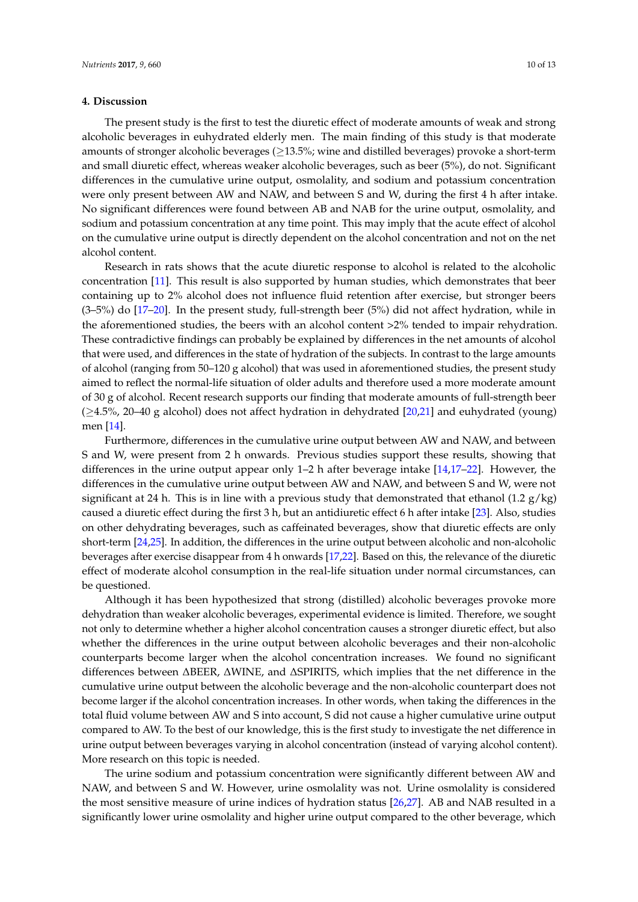## 4. Discussion

The present study is the first to test the diuretic effect of moderate amounts of weak and strong alcoholic beverages in euhydrated elderly men. The main finding of this study is that moderate amounts of stronger alcoholic beverages (≥13.5%; wine and distilled beverages) provoke a short-term and small diuretic effect, whereas weaker alcoholic beverages, such as beer (5%), do not. Significant differences in the cumulative urine output, osmolality, and sodium and potassium concentration were only present between AW and NAW, and between S and W, during the first 4 h after intake. No significant differences were found between AB and NAB for the urine output, osmolality, and sodium and potassium concentration at any time point. This may imply that the acute effect of alcohol on the cumulative urine output is directly dependent on the alcohol concentration and not on the net alcohol content.

Research in rats shows that the acute diuretic response to alcohol is related to the alcoholic concentration [11]. This result is also supported by human studies, which demonstrates that beer containing up to 2% alcohol does not influence fluid retention after exercise, but stronger beers (3–5%) do [17–20]. In the present study, full-strength beer (5%) did not affect hydration, while in the aforementioned studies, the beers with an alcohol content >2% tended to impair rehydration. These contradictive findings can probably be explained by differences in the net amounts of alcohol that were used, and differences in the state of hydration of the subjects. In contrast to the large amounts of alcohol (ranging from 50–120 g alcohol) that was used in aforementioned studies, the present study aimed to reflect the normal-life situation of older adults and therefore used a more moderate amount of 30 g of alcohol. Recent research supports our finding that moderate amounts of full-strength beer (≥4.5%, 20–40 g alcohol) does not affect hydration in dehydrated [20,21] and euhydrated (young) men [14].

Furthermore, differences in the cumulative urine output between AW and NAW, and between S and W, were present from 2 h onwards. Previous studies support these results, showing that differences in the urine output appear only 1–2 h after beverage intake [14,17–22]. However, the differences in the cumulative urine output between AW and NAW, and between S and W, were not significant at 24 h. This is in line with a previous study that demonstrated that ethanol (1.2 g/kg) caused a diuretic effect during the first 3 h, but an antidiuretic effect 6 h after intake [23]. Also, studies on other dehydrating beverages, such as caffeinated beverages, show that diuretic effects are only short-term [24,25]. In addition, the differences in the urine output between alcoholic and non-alcoholic beverages after exercise disappear from 4 h onwards [17,22]. Based on this, the relevance of the diuretic effect of moderate alcohol consumption in the real-life situation under normal circumstances, can be questioned.

Although it has been hypothesized that strong (distilled) alcoholic beverages provoke more dehydration than weaker alcoholic beverages, experimental evidence is limited. Therefore, we sought not only to determine whether a higher alcohol concentration causes a stronger diuretic effect, but also whether the differences in the urine output between alcoholic beverages and their non-alcoholic counterparts become larger when the alcohol concentration increases. We found no significant differences between ΔBEER, ΔWINE, and ΔSPIRITS, which implies that the net difference in the cumulative urine output between the alcoholic beverage and the non-alcoholic counterpart does not become larger if the alcohol concentration increases. In other words, when taking the differences in the total fluid volume between AW and S into account, S did not cause a higher cumulative urine output compared to AW. To the best of our knowledge, this is the first study to investigate the net difference in urine output between beverages varying in alcohol concentration (instead of varying alcohol content). More research on this topic is needed.

The urine sodium and potassium concentration were significantly different between AW and NAW, and between S and W. However, urine osmolality was not. Urine osmolality is considered the most sensitive measure of urine indices of hydration status [26,27]. AB and NAB resulted in a significantly lower urine osmolality and higher urine output compared to the other beverage, which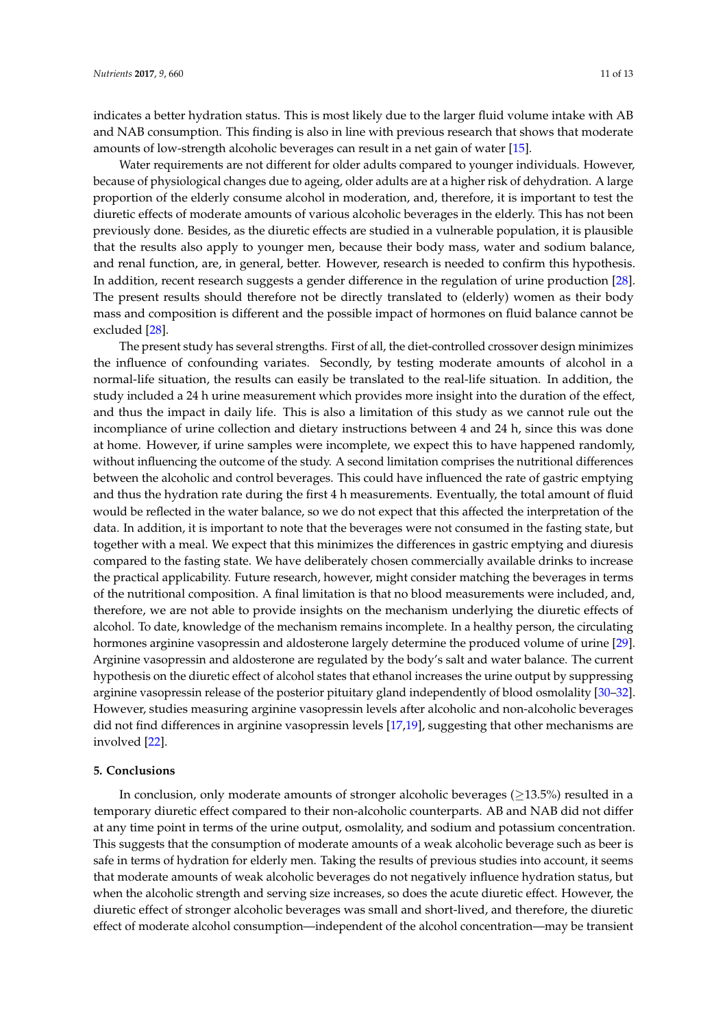indicates a better hydration status. This is most likely due to the larger fluid volume intake with AB and NAB consumption. This finding is also in line with previous research that shows that moderate amounts of low-strength alcoholic beverages can result in a net gain of water [15].

Water requirements are not different for older adults compared to younger individuals. However, because of physiological changes due to ageing, older adults are at a higher risk of dehydration. A large proportion of the elderly consume alcohol in moderation, and, therefore, it is important to test the diuretic effects of moderate amounts of various alcoholic beverages in the elderly. This has not been previously done. Besides, as the diuretic effects are studied in a vulnerable population, it is plausible that the results also apply to younger men, because their body mass, water and sodium balance, and renal function, are, in general, better. However, research is needed to confirm this hypothesis. In addition, recent research suggests a gender difference in the regulation of urine production [28]. The present results should therefore not be directly translated to (elderly) women as their body mass and composition is different and the possible impact of hormones on fluid balance cannot be excluded [28].

The present study has several strengths. First of all, the diet-controlled crossover design minimizes the influence of confounding variates. Secondly, by testing moderate amounts of alcohol in a normal-life situation, the results can easily be translated to the real-life situation. In addition, the study included a 24 h urine measurement which provides more insight into the duration of the effect, and thus the impact in daily life. This is also a limitation of this study as we cannot rule out the incompliance of urine collection and dietary instructions between 4 and 24 h, since this was done at home. However, if urine samples were incomplete, we expect this to have happened randomly, without influencing the outcome of the study. A second limitation comprises the nutritional differences between the alcoholic and control beverages. This could have influenced the rate of gastric emptying and thus the hydration rate during the first 4 h measurements. Eventually, the total amount of fluid would be reflected in the water balance, so we do not expect that this affected the interpretation of the data. In addition, it is important to note that the beverages were not consumed in the fasting state, but together with a meal. We expect that this minimizes the differences in gastric emptying and diuresis compared to the fasting state. We have deliberately chosen commercially available drinks to increase the practical applicability. Future research, however, might consider matching the beverages in terms of the nutritional composition. A final limitation is that no blood measurements were included, and, therefore, we are not able to provide insights on the mechanism underlying the diuretic effects of alcohol. To date, knowledge of the mechanism remains incomplete. In a healthy person, the circulating hormones arginine vasopressin and aldosterone largely determine the produced volume of urine [29]. Arginine vasopressin and aldosterone are regulated by the body's salt and water balance. The current hypothesis on the diuretic effect of alcohol states that ethanol increases the urine output by suppressing arginine vasopressin release of the posterior pituitary gland independently of blood osmolality [30–32]. However, studies measuring arginine vasopressin levels after alcoholic and non-alcoholic beverages did not find differences in arginine vasopressin levels [17,19], suggesting that other mechanisms are involved [22].

## 5. Conclusions

In conclusion, only moderate amounts of stronger alcoholic beverages ($\geq$13.5%) resulted in a temporary diuretic effect compared to their non-alcoholic counterparts. AB and NAB did not differ at any time point in terms of the urine output, osmolality, and sodium and potassium concentration. This suggests that the consumption of moderate amounts of a weak alcoholic beverage such as beer is safe in terms of hydration for elderly men. Taking the results of previous studies into account, it seems that moderate amounts of weak alcoholic beverages do not negatively influence hydration status, but when the alcoholic strength and serving size increases, so does the acute diuretic effect. However, the diuretic effect of stronger alcoholic beverages was small and short-lived, and therefore, the diuretic effect of moderate alcohol consumption—independent of the alcohol concentration—may be transient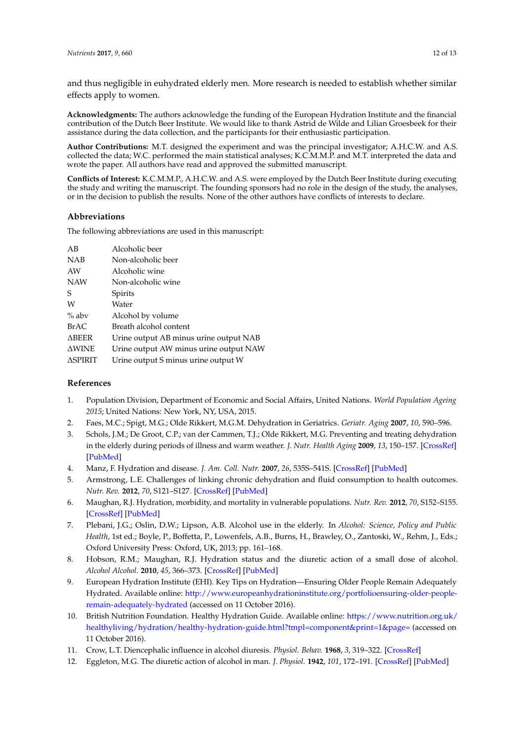and thus negligible in euhydrated elderly men. More research is needed to establish whether similar effects apply to women.

**Acknowledgments:** The authors acknowledge the funding of the European Hydration Institute and the financial contribution of the Dutch Beer Institute. We would like to thank Astrid de Wilde and Lilian Groesbeek for their assistance during the data collection, and the participants for their enthusiastic participation.

**Author Contributions:** M.T. designed the experiment and was the principal investigator; A.H.C.W. and A.S. collected the data; W.C. performed the main statistical analyses; K.C.M.M.P. and M.T. interpreted the data and wrote the paper. All authors have read and approved the submitted manuscript.

**Conflicts of Interest:** K.C.M.M.P., A.H.C.W. and A.S. were employed by the Dutch Beer Institute during executing the study and writing the manuscript. The founding sponsors had no role in the design of the study, the analyses, or in the decision to publish the results. None of the other authors have conflicts of interests to declare.

## Abbreviations

The following abbreviations are used in this manuscript:

| | |
|---|---|
| AB | Alcoholic beer |
| NAB | Non-alcoholic beer |
| AW | Alcoholic wine |
| NAW | Non-alcoholic wine |
| S | Spirits |
| W | Water |
| % abv | Alcohol by volume |
| BrAC | Breath alcohol content |
| ΔBEER | Urine output AB minus urine output NAB |
| ΔWINE | Urine output AW minus urine output NAW |
| ΔSPIRIT | Urine output S minus urine output W |

## References

1. Population Division, Department of Economic and Social Affairs, United Nations. *World Population Ageing 2015*; United Nations: New York, NY, USA, 2015.
2. Faes, M.C.; Spigt, M.G.; Olde Rikkert, M.G.M. Dehydration in Geriatrics. *Geriatr. Aging* **2007**, *10*, 590–596.
3. Schols, J.M.; De Groot, C.P.; van der Cammen, T.J.; Olde Rikkert, M.G. Preventing and treating dehydration in the elderly during periods of illness and warm weather. *J. Nutr. Health Aging* **2009**, *13*, 150–157. [CrossRef] [PubMed]
4. Manz, F. Hydration and disease. *J. Am. Coll. Nutr.* **2007**, *26*, 535S–541S. [CrossRef] [PubMed]
5. Armstrong, L.E. Challenges of linking chronic dehydration and fluid consumption to health outcomes. *Nutr. Rev.* **2012**, *70*, S121–S127. [CrossRef] [PubMed]
6. Maughan, R.J. Hydration, morbidity, and mortality in vulnerable populations. *Nutr. Rev.* **2012**, *70*, S152–S155. [CrossRef] [PubMed]
7. Plebani, J.G.; Oslin, D.W.; Lipson, A.B. Alcohol use in the elderly. In *Alcohol: Science, Policy and Public Health*, 1st ed.; Boyle, P., Boffetta, P., Lowenfels, A.B., Burns, H., Brawley, O., Zantoski, W., Rehm, J., Eds.; Oxford University Press: Oxford, UK, 2013; pp. 161–168.
8. Hobson, R.M.; Maughan, R.J. Hydration status and the diuretic action of a small dose of alcohol. *Alcohol Alcohol.* **2010**, *45*, 366–373. [CrossRef] [PubMed]
9. European Hydration Institute (EHI). Key Tips on Hydration—Ensuring Older People Remain Adequately Hydrated. Available online: http://www.europeanhydrationinstitute.org/portfolioensuring-older-people-remain-adequately-hydrated (accessed on 11 October 2016).
10. British Nutrition Foundation. Healthy Hydration Guide. Available online: https://www.nutrition.org.uk/healthyliving/hydration/healthy-hydration-guide.html?tmpl=component&print=1&page= (accessed on 11 October 2016).
11. Crow, L.T. Diencephalic influence in alcohol diuresis. *Physiol. Behav.* **1968**, *3*, 319–322. [CrossRef]
12. Eggleton, M.G. The diuretic action of alcohol in man. *J. Physiol.* **1942**, *101*, 172–191. [CrossRef] [PubMed]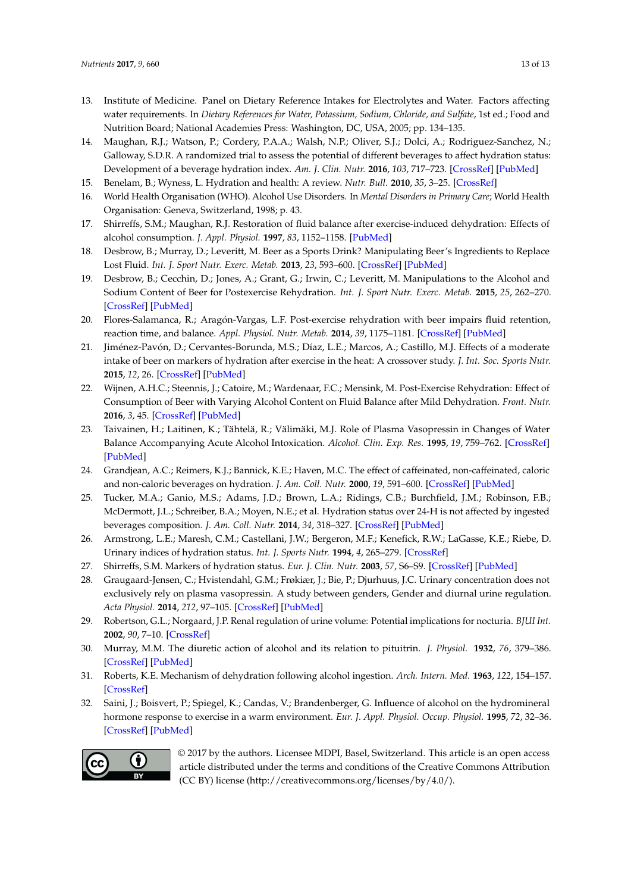13. Institute of Medicine. Panel on Dietary Reference Intakes for Electrolytes and Water. Factors affecting water requirements. In *Dietary References for Water, Potassium, Sodium, Chloride, and Sulfate*, 1st ed.; Food and Nutrition Board; National Academies Press: Washington, DC, USA, 2005; pp. 134–135.
14. Maughan, R.J.; Watson, P.; Cordery, P.A.A.; Walsh, N.P.; Oliver, S.J.; Dolci, A.; Rodriguez-Sanchez, N.; Galloway, S.D.R. A randomized trial to assess the potential of different beverages to affect hydration status: Development of a beverage hydration index. *Am. J. Clin. Nutr.* **2016**, *103*, 717–723. [CrossRef] [PubMed]
15. Benelam, B.; Wyness, L. Hydration and health: A review. *Nutr. Bull.* **2010**, *35*, 3–25. [CrossRef]
16. World Health Organisation (WHO). Alcohol Use Disorders. In *Mental Disorders in Primary Care*; World Health Organisation: Geneva, Switzerland, 1998; p. 43.
17. Shirreffs, S.M.; Maughan, R.J. Restoration of fluid balance after exercise-induced dehydration: Effects of alcohol consumption. *J. Appl. Physiol.* **1997**, *83*, 1152–1158. [PubMed]
18. Desbrow, B.; Murray, D.; Leveritt, M. Beer as a Sports Drink? Manipulating Beer's Ingredients to Replace Lost Fluid. *Int. J. Sport Nutr. Exerc. Metab.* **2013**, *23*, 593–600. [CrossRef] [PubMed]
19. Desbrow, B.; Cecchin, D.; Jones, A.; Grant, G.; Irwin, C.; Leveritt, M. Manipulations to the Alcohol and Sodium Content of Beer for Postexercise Rehydration. *Int. J. Sport Nutr. Exerc. Metab.* **2015**, *25*, 262–270. [CrossRef] [PubMed]
20. Flores-Salamanca, R.; Aragón-Vargas, L.F. Post-exercise rehydration with beer impairs fluid retention, reaction time, and balance. *Appl. Physiol. Nutr. Metab.* **2014**, *39*, 1175–1181. [CrossRef] [PubMed]
21. Jiménez-Pavón, D.; Cervantes-Borunda, M.S.; Díaz, L.E.; Marcos, A.; Castillo, M.J. Effects of a moderate intake of beer on markers of hydration after exercise in the heat: A crossover study. *J. Int. Soc. Sports Nutr.* **2015**, *12*, 26. [CrossRef] [PubMed]
22. Wijnen, A.H.C.; Steennis, J.; Catoire, M.; Wardenaar, F.C.; Mensink, M. Post-Exercise Rehydration: Effect of Consumption of Beer with Varying Alcohol Content on Fluid Balance after Mild Dehydration. *Front. Nutr.* **2016**, *3*, 45. [CrossRef] [PubMed]
23. Taivainen, H.; Laitinen, K.; Tähtelä, R.; Välimäki, M.J. Role of Plasma Vasopressin in Changes of Water Balance Accompanying Acute Alcohol Intoxication. *Alcohol. Clin. Exp. Res.* **1995**, *19*, 759–762. [CrossRef] [PubMed]
24. Grandjean, A.C.; Reimers, K.J.; Bannick, K.E.; Haven, M.C. The effect of caffeinated, non-caffeinated, caloric and non-caloric beverages on hydration. *J. Am. Coll. Nutr.* **2000**, *19*, 591–600. [CrossRef] [PubMed]
25. Tucker, M.A.; Ganio, M.S.; Adams, J.D.; Brown, L.A.; Ridings, C.B.; Burchfield, J.M.; Robinson, F.B.; McDermott, J.L.; Schreiber, B.A.; Moyen, N.E.; et al. Hydration status over 24-H is not affected by ingested beverages composition. *J. Am. Coll. Nutr.* **2014**, *34*, 318–327. [CrossRef] [PubMed]
26. Armstrong, L.E.; Maresh, C.M.; Castellani, J.W.; Bergeron, M.F.; Kenefick, R.W.; LaGasse, K.E.; Riebe, D. Urinary indices of hydration status. *Int. J. Sports Nutr.* **1994**, *4*, 265–279. [CrossRef]
27. Shirreffs, S.M. Markers of hydration status. *Eur. J. Clin. Nutr.* **2003**, *57*, S6–S9. [CrossRef] [PubMed]
28. Graugaard-Jensen, C.; Hvistendahl, G.M.; Frøkiær, J.; Bie, P.; Djurhuus, J.C. Urinary concentration does not exclusively rely on plasma vasopressin. A study between genders, Gender and diurnal urine regulation. *Acta Physiol.* **2014**, *212*, 97–105. [CrossRef] [PubMed]
29. Robertson, G.L.; Norgaard, J.P. Renal regulation of urine volume: Potential implications for nocturia. *BJUI Int.* **2002**, *90*, 7–10. [CrossRef]
30. Murray, M.M. The diuretic action of alcohol and its relation to pituitrin. *J. Physiol.* **1932**, *76*, 379–386. [CrossRef] [PubMed]
31. Roberts, K.E. Mechanism of dehydration following alcohol ingestion. *Arch. Intern. Med.* **1963**, *122*, 154–157. [CrossRef]
32. Saini, J.; Boisvert, P.; Spiegel, K.; Candas, V.; Brandenberger, G. Influence of alcohol on the hydromineral hormone response to exercise in a warm environment. *Eur. J. Appl. Physiol. Occup. Physiol.* **1995**, *72*, 32–36. [CrossRef] [PubMed]

© 2017 by the authors. Licensee MDPI, Basel, Switzerland. This article is an open access article distributed under the terms and conditions of the Creative Commons Attribution (CC BY) license (http://creativecommons.org/licenses/by/4.0/).